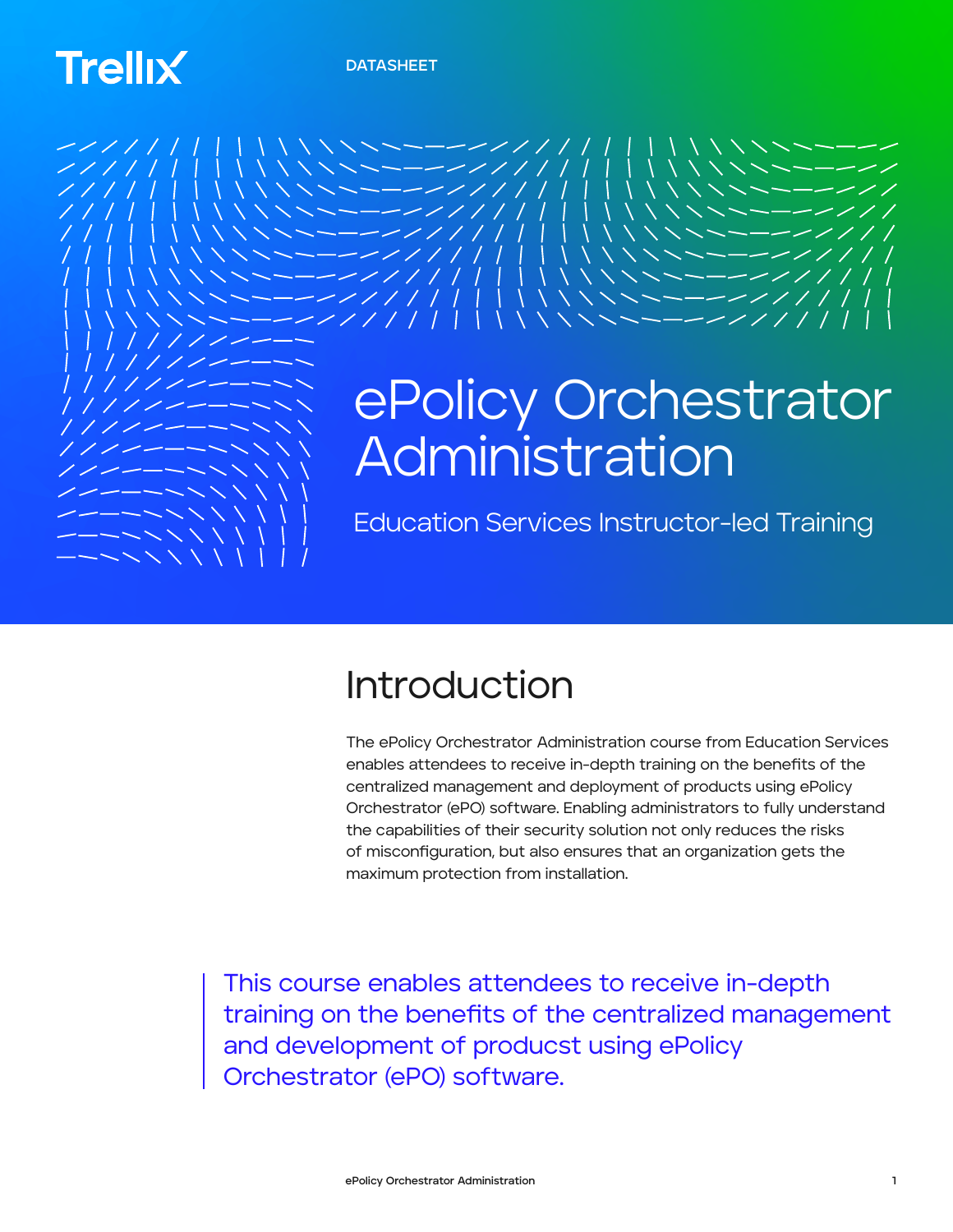Trellix

DATASHEET

# ePolicy Orchestrator Administration

Education Services Instructor-led Training

## Introduction

The ePolicy Orchestrator Administration course from Education Services enables attendees to receive in-depth training on the benefits of the centralized management and deployment of products using ePolicy Orchestrator (ePO) software. Enabling administrators to fully understand the capabilities of their security solution not only reduces the risks of misconfiguration, but also ensures that an organization gets the maximum protection from installation.

> This course enables attendees to receive in-depth training on the benefits of the centralized management and development of producst using ePolicy Orchestrator (ePO) software.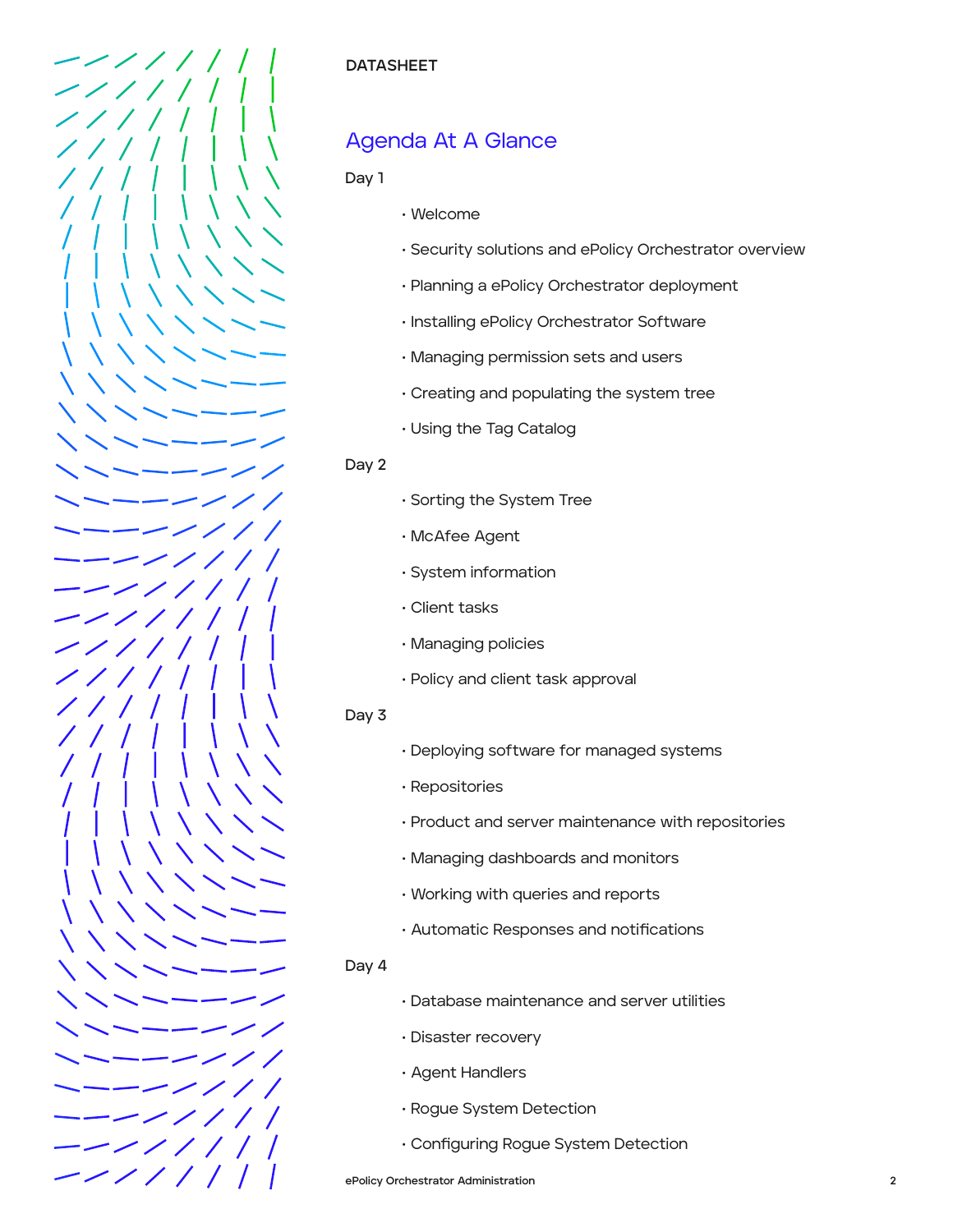DATASHEET

## Agenda At A Glance

Day 1

- Welcome
- Security solutions and ePolicy Orchestrator overview
- Planning a ePolicy Orchestrator deployment
- Installing ePolicy Orchestrator Software
- Managing permission sets and users
- Creating and populating the system tree
- Using the Tag Catalog

Day 2

- Sorting the System Tree
- McAfee Agent
- System information
- Client tasks
- Managing policies
- Policy and client task approval

Day 3

- Deploying software for managed systems
- Repositories
- Product and server maintenance with repositories
- Managing dashboards and monitors
- Working with queries and reports
- Automatic Responses and notifications

Day 4

- Database maintenance and server utilities
- Disaster recovery
- Agent Handlers
- Rogue System Detection
- Configuring Rogue System Detection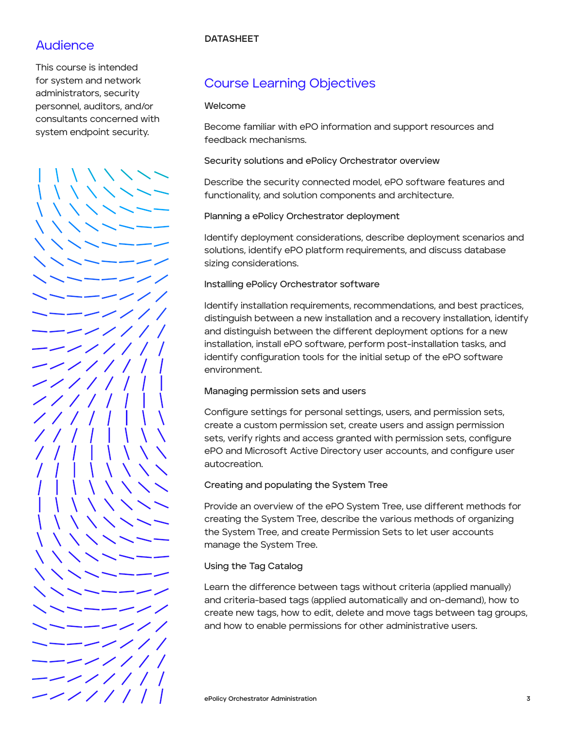## Audience

This course is intended for system and network administrators, security personnel, auditors, and/or consultants concerned with system endpoint security.

DATASHEET

## Course Learning Objectives

### Welcome

Become familiar with ePO information and support resources and feedback mechanisms.

### Security solutions and ePolicy Orchestrator overview

Describe the security connected model, ePO software features and functionality, and solution components and architecture.

### Planning a ePolicy Orchestrator deployment

Identify deployment considerations, describe deployment scenarios and solutions, identify ePO platform requirements, and discuss database sizing considerations.

### Installing ePolicy Orchestrator software

Identify installation requirements, recommendations, and best practices, distinguish between a new installation and a recovery installation, identify and distinguish between the different deployment options for a new installation, install ePO software, perform post-installation tasks, and identify configuration tools for the initial setup of the ePO software environment.

### Managing permission sets and users

Configure settings for personal settings, users, and permission sets, create a custom permission set, create users and assign permission sets, verify rights and access granted with permission sets, configure ePO and Microsoft Active Directory user accounts, and configure user autocreation.

### Creating and populating the System Tree

Provide an overview of the ePO System Tree, use different methods for creating the System Tree, describe the various methods of organizing the System Tree, and create Permission Sets to let user accounts manage the System Tree.

### Using the Tag Catalog

Learn the difference between tags without criteria (applied manually) and criteria-based tags (applied automatically and on-demand), how to create new tags, how to edit, delete and move tags between tag groups, and how to enable permissions for other administrative users.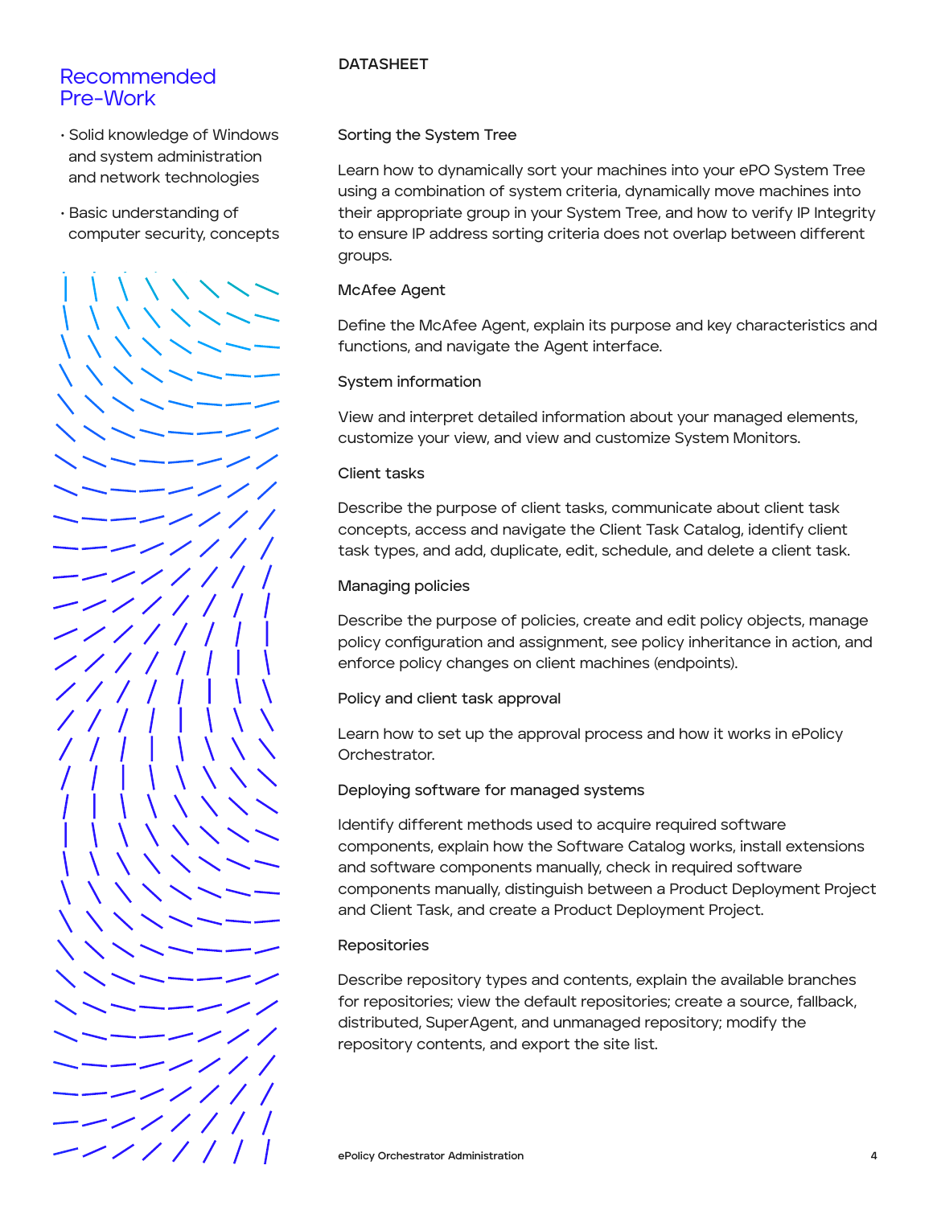## Recommended Pre-Work

- Solid knowledge of Windows and system administration and network technologies
- Basic understanding of computer security, concepts

DATASHEET

### Sorting the System Tree

Learn how to dynamically sort your machines into your ePO System Tree using a combination of system criteria, dynamically move machines into their appropriate group in your System Tree, and how to verify IP Integrity to ensure IP address sorting criteria does not overlap between different groups.

### McAfee Agent

Define the McAfee Agent, explain its purpose and key characteristics and functions, and navigate the Agent interface.

### System information

View and interpret detailed information about your managed elements, customize your view, and view and customize System Monitors.

### Client tasks

Describe the purpose of client tasks, communicate about client task concepts, access and navigate the Client Task Catalog, identify client task types, and add, duplicate, edit, schedule, and delete a client task.

### Managing policies

Describe the purpose of policies, create and edit policy objects, manage policy configuration and assignment, see policy inheritance in action, and enforce policy changes on client machines (endpoints).

### Policy and client task approval

Learn how to set up the approval process and how it works in ePolicy Orchestrator.

### Deploying software for managed systems

Identify different methods used to acquire required software components, explain how the Software Catalog works, install extensions and software components manually, check in required software components manually, distinguish between a Product Deployment Project and Client Task, and create a Product Deployment Project.

### Repositories

Describe repository types and contents, explain the available branches for repositories; view the default repositories; create a source, fallback, distributed, SuperAgent, and unmanaged repository; modify the repository contents, and export the site list.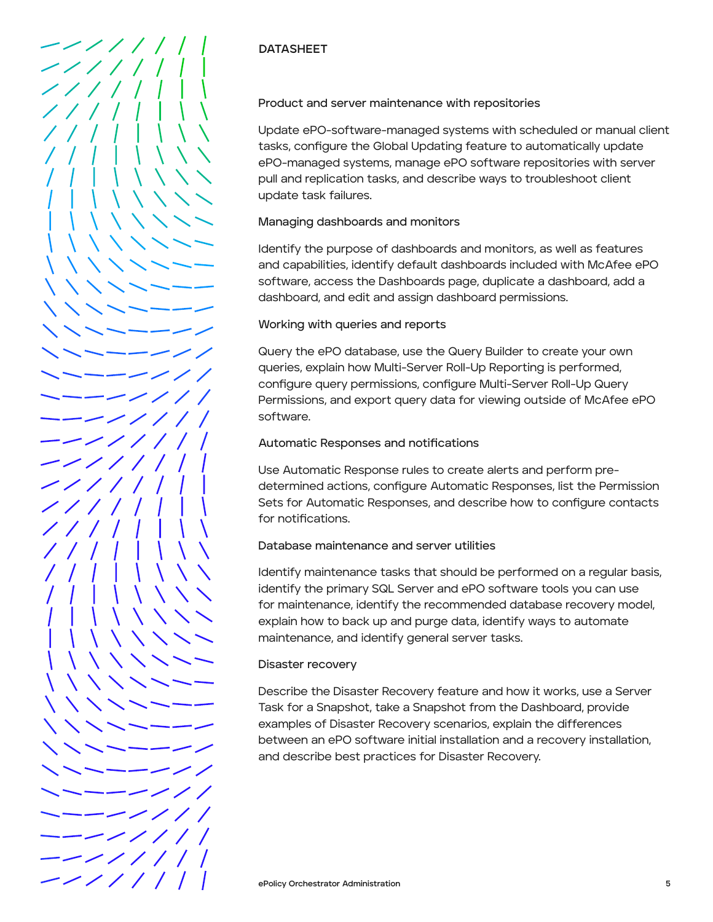DATASHEET

### Product and server maintenance with repositories

Update ePO-software-managed systems with scheduled or manual client tasks, configure the Global Updating feature to automatically update ePO-managed systems, manage ePO software repositories with server pull and replication tasks, and describe ways to troubleshoot client update task failures.

### Managing dashboards and monitors

Identify the purpose of dashboards and monitors, as well as features and capabilities, identify default dashboards included with McAfee ePO software, access the Dashboards page, duplicate a dashboard, add a dashboard, and edit and assign dashboard permissions.

### Working with queries and reports

Query the ePO database, use the Query Builder to create your own queries, explain how Multi-Server Roll-Up Reporting is performed, configure query permissions, configure Multi-Server Roll-Up Query Permissions, and export query data for viewing outside of McAfee ePO software.

### Automatic Responses and notifications

Use Automatic Response rules to create alerts and perform pre-determined actions, configure Automatic Responses, list the Permission Sets for Automatic Responses, and describe how to configure contacts for notifications.

### Database maintenance and server utilities

Identify maintenance tasks that should be performed on a regular basis, identify the primary SQL Server and ePO software tools you can use for maintenance, identify the recommended database recovery model, explain how to back up and purge data, identify ways to automate maintenance, and identify general server tasks.

### Disaster recovery

Describe the Disaster Recovery feature and how it works, use a Server Task for a Snapshot, take a Snapshot from the Dashboard, provide examples of Disaster Recovery scenarios, explain the differences between an ePO software initial installation and a recovery installation, and describe best practices for Disaster Recovery.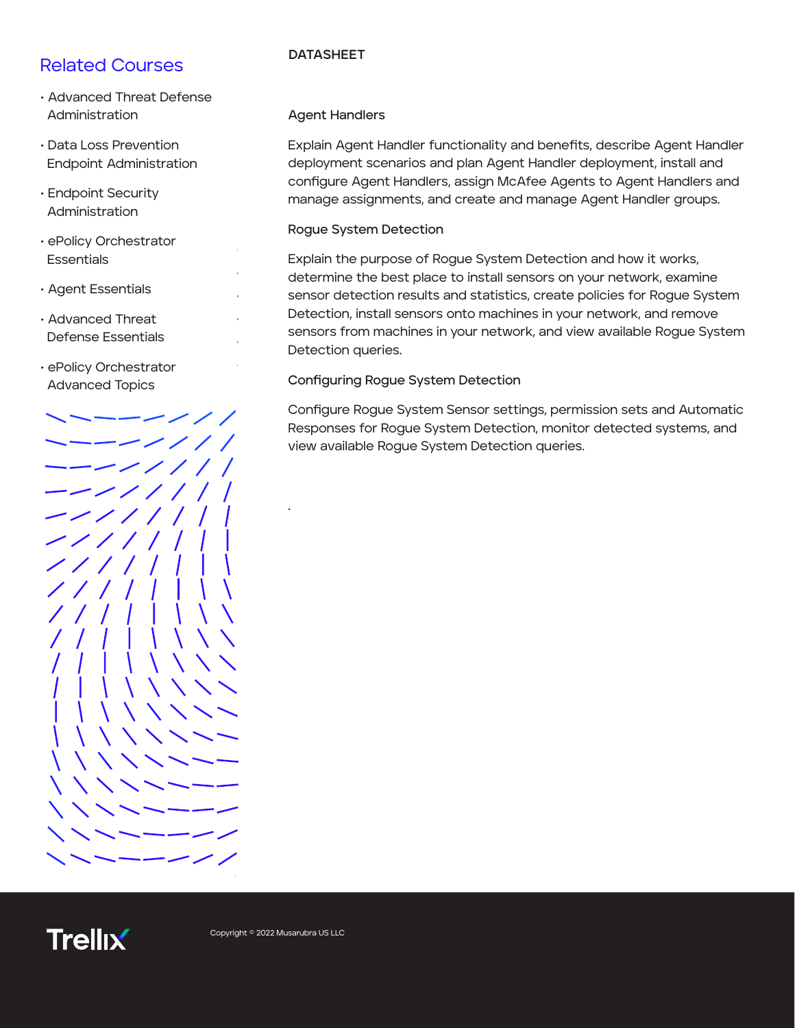DATASHEET

## Related Courses

- Advanced Threat Defense Administration
- Data Loss Prevention Endpoint Administration
- Endpoint Security Administration
- ePolicy Orchestrator Essentials
- Agent Essentials
- Advanced Threat Defense Essentials
- ePolicy Orchestrator Advanced Topics

### Agent Handlers

Explain Agent Handler functionality and benefits, describe Agent Handler deployment scenarios and plan Agent Handler deployment, install and configure Agent Handlers, assign McAfee Agents to Agent Handlers and manage assignments, and create and manage Agent Handler groups.

### Rogue System Detection

Explain the purpose of Rogue System Detection and how it works, determine the best place to install sensors on your network, examine sensor detection results and statistics, create policies for Rogue System Detection, install sensors onto machines in your network, and remove sensors from machines in your network, and view available Rogue System Detection queries.

### Configuring Rogue System Detection

Configure Rogue System Sensor settings, permission sets and Automatic Responses for Rogue System Detection, monitor detected systems, and view available Rogue System Detection queries.

Trellix

Copyright © 2022 Musarubra US LLC